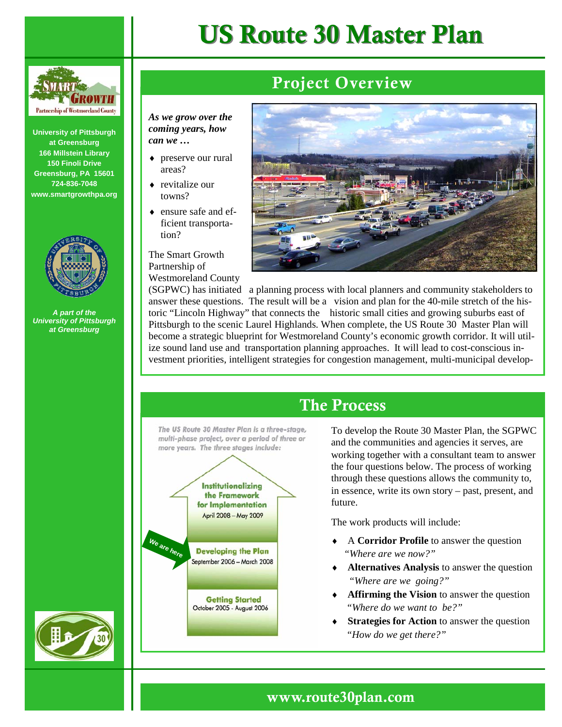# US Route 30 Master Plan

**University of Pittsburgh at Greensburg**
**166 Millstein Library**
**150 Finoli Drive**
**Greensburg, PA 15601**
**724-836-7048**
**www.smartgrowthpa.org**

***A part of the University of Pittsburgh at Greensburg***

## Project Overview

***As we grow over the coming years, how can we …***

- preserve our rural areas?
- revitalize our towns?
- ensure safe and efficient transportation?

The Smart Growth Partnership of Westmoreland County (SGPWC) has initiated a planning process with local planners and community stakeholders to answer these questions. The result will be a vision and plan for the 40-mile stretch of the historic "Lincoln Highway" that connects the historic small cities and growing suburbs east of Pittsburgh to the scenic Laurel Highlands. When complete, the US Route 30 Master Plan will become a strategic blueprint for Westmoreland County's economic growth corridor. It will utilize sound land use and transportation planning approaches. It will lead to cost-conscious investment priorities, intelligent strategies for congestion management, multi-municipal develop-

## The Process

*The US Route 30 Master Plan is a three-stage, multi-phase project, over a period of three or more years. The three stages include:*

- **Institutionalizing the Framework for Implementation** — April 2008 – May 2009
- **Developing the Plan** — September 2006 – March 2008 (*We are here*)
- **Getting Started** — October 2005 - August 2006

To develop the Route 30 Master Plan, the SGPWC and the communities and agencies it serves, are working together with a consultant team to answer the four questions below. The process of working through these questions allows the community to, in essence, write its own story – past, present, and future.

The work products will include:

- A **Corridor Profile** to answer the question *"Where are we now?"*
- **Alternatives Analysis** to answer the question *"Where are we going?"*
- **Affirming the Vision** to answer the question *"Where do we want to be?"*
- **Strategies for Action** to answer the question *"How do we get there?"*

**www.route30plan.com**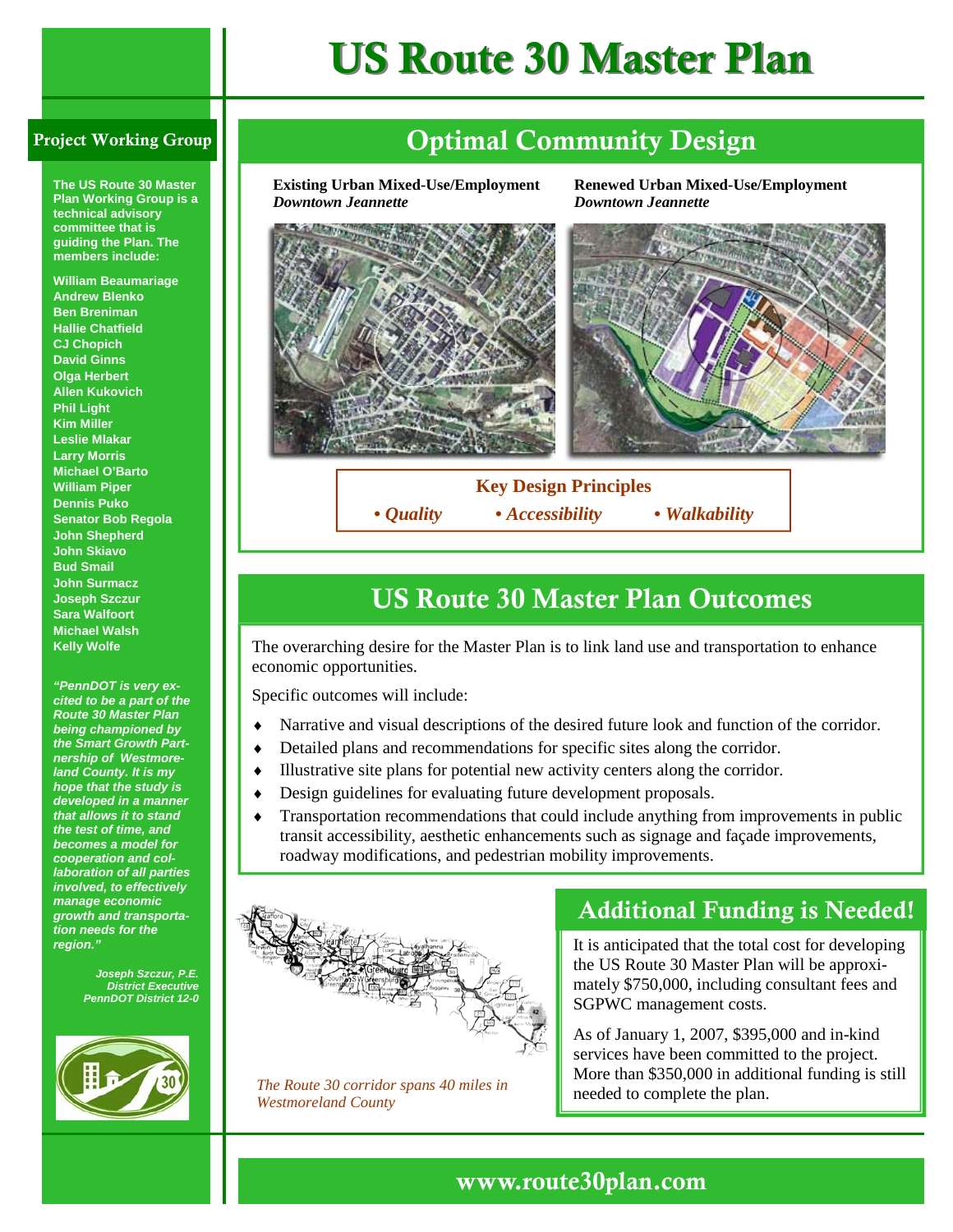# US Route 30 Master Plan

## Optimal Community Design

**Existing Urban Mixed-Use/Employment**
***Downtown Jeannette***

**Renewed Urban Mixed-Use/Employment**
***Downtown Jeannette***

**Key Design Principles**

*• Quality* *• Accessibility* *• Walkability*

## US Route 30 Master Plan Outcomes

The overarching desire for the Master Plan is to link land use and transportation to enhance economic opportunities.

Specific outcomes will include:

- Narrative and visual descriptions of the desired future look and function of the corridor.
- Detailed plans and recommendations for specific sites along the corridor.
- Illustrative site plans for potential new activity centers along the corridor.
- Design guidelines for evaluating future development proposals.
- Transportation recommendations that could include anything from improvements in public transit accessibility, aesthetic enhancements such as signage and façade improvements, roadway modifications, and pedestrian mobility improvements.

*The Route 30 corridor spans 40 miles in Westmoreland County*

## Additional Funding is Needed!

It is anticipated that the total cost for developing the US Route 30 Master Plan will be approximately $750,000, including consultant fees and SGPWC management costs.

As of January 1, 2007, $395,000 and in-kind services have been committed to the project. More than $350,000 in additional funding is still needed to complete the plan.

## Project Working Group

**The US Route 30 Master Plan Working Group is a technical advisory committee that is guiding the Plan. The members include:**

**William Beaumariage**
**Andrew Blenko**
**Ben Breniman**
**Hallie Chatfield**
**CJ Chopich**
**David Ginns**
**Olga Herbert**
**Allen Kukovich**
**Phil Light**
**Kim Miller**
**Leslie Mlakar**
**Larry Morris**
**Michael O'Barto**
**William Piper**
**Dennis Puko**
**Senator Bob Regola**
**John Shepherd**
**John Skiavo**
**Bud Smail**
**John Surmacz**
**Joseph Szczur**
**Sara Walfoort**
**Michael Walsh**
**Kelly Wolfe**

***"PennDOT is very excited to be a part of the Route 30 Master Plan being championed by the Smart Growth Partnership of Westmoreland County. It is my hope that the study is developed in a manner that allows it to stand the test of time, and becomes a model for cooperation and collaboration of all parties involved, to effectively manage economic growth and transportation needs for the region."***

***Joseph Szczur, P.E.***
***District Executive***
***PennDOT District 12-0***

**www.route30plan.com**